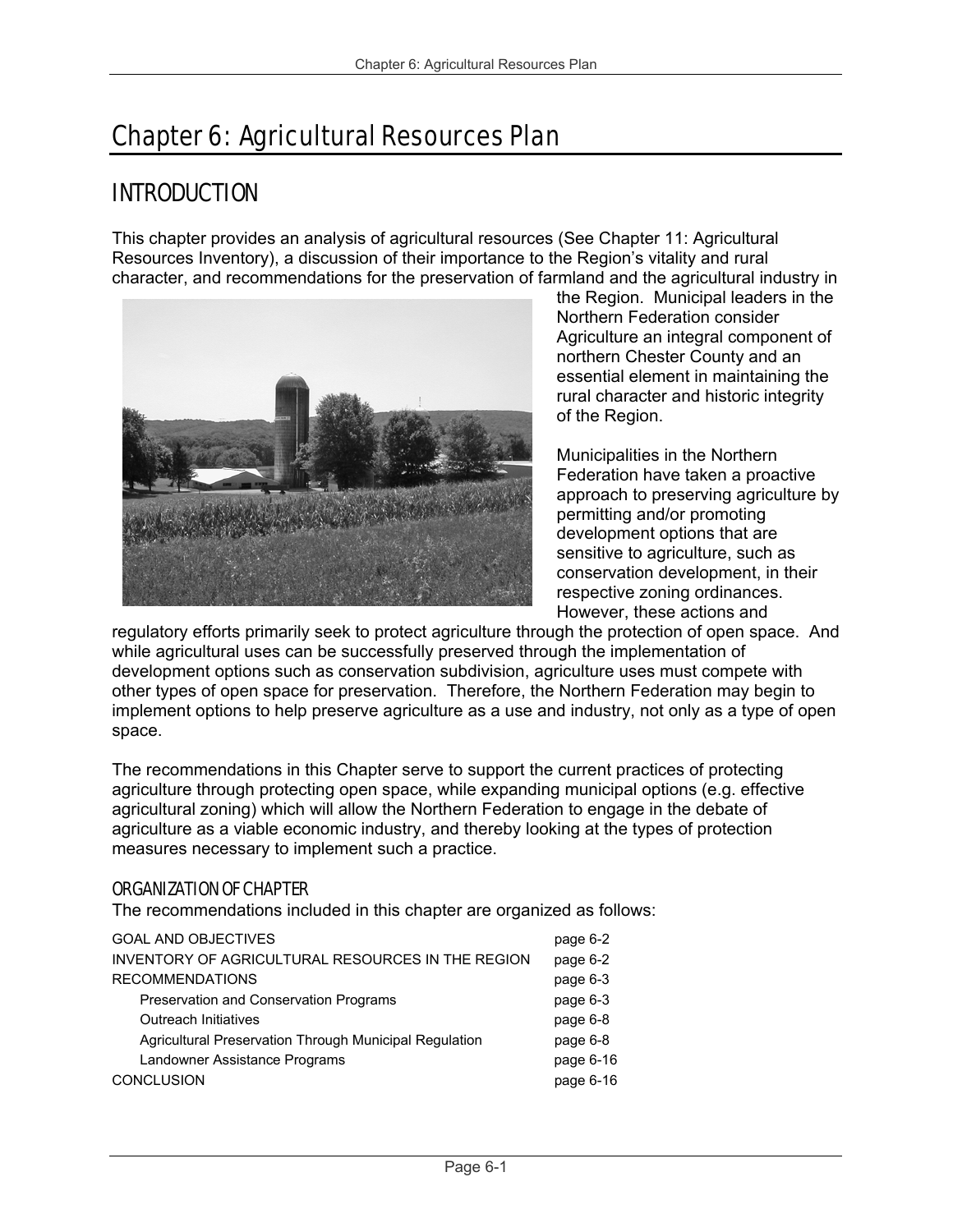# Chapter 6: Agricultural Resources Plan

## INTRODUCTION

This chapter provides an analysis of agricultural resources (See Chapter 11: Agricultural Resources Inventory), a discussion of their importance to the Region's vitality and rural character, and recommendations for the preservation of farmland and the agricultural industry in the Region. Municipal leaders in the Northern Federation consider Agriculture an integral component of northern Chester County and an essential element in maintaining the rural character and historic integrity of the Region.

Municipalities in the Northern Federation have taken a proactive approach to preserving agriculture by permitting and/or promoting development options that are sensitive to agriculture, such as conservation development, in their respective zoning ordinances. However, these actions and regulatory efforts primarily seek to protect agriculture through the protection of open space. And while agricultural uses can be successfully preserved through the implementation of development options such as conservation subdivision, agriculture uses must compete with other types of open space for preservation. Therefore, the Northern Federation may begin to implement options to help preserve agriculture as a use and industry, not only as a type of open space.

The recommendations in this Chapter serve to support the current practices of protecting agriculture through protecting open space, while expanding municipal options (e.g. effective agricultural zoning) which will allow the Northern Federation to engage in the debate of agriculture as a viable economic industry, and thereby looking at the types of protection measures necessary to implement such a practice.

### ORGANIZATION OF CHAPTER

The recommendations included in this chapter are organized as follows:

| | |
|---|---|
| GOAL AND OBJECTIVES | page 6-2 |
| INVENTORY OF AGRICULTURAL RESOURCES IN THE REGION | page 6-2 |
| RECOMMENDATIONS | page 6-3 |
| Preservation and Conservation Programs | page 6-3 |
| Outreach Initiatives | page 6-8 |
| Agricultural Preservation Through Municipal Regulation | page 6-8 |
| Landowner Assistance Programs | page 6-16 |
| CONCLUSION | page 6-16 |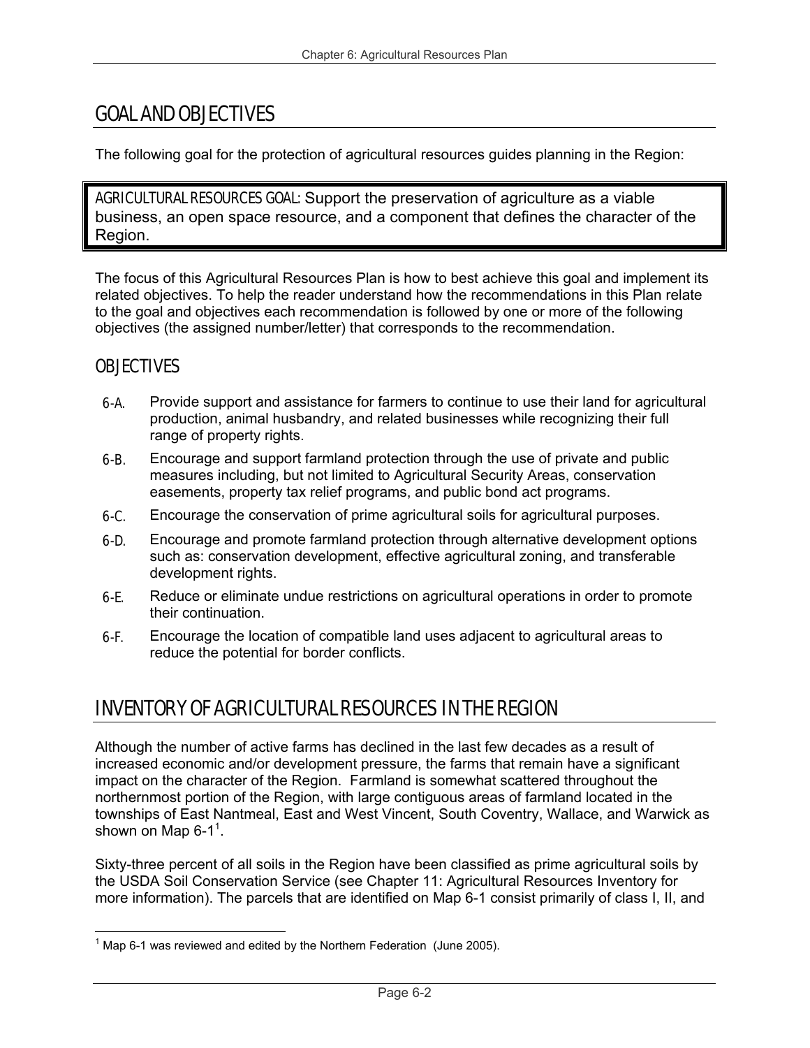## GOAL AND OBJECTIVES

The following goal for the protection of agricultural resources guides planning in the Region:

> AGRICULTURAL RESOURCES GOAL: Support the preservation of agriculture as a viable business, an open space resource, and a component that defines the character of the Region.

The focus of this Agricultural Resources Plan is how to best achieve this goal and implement its related objectives. To help the reader understand how the recommendations in this Plan relate to the goal and objectives each recommendation is followed by one or more of the following objectives (the assigned number/letter) that corresponds to the recommendation.

### OBJECTIVES

- 6-A. Provide support and assistance for farmers to continue to use their land for agricultural production, animal husbandry, and related businesses while recognizing their full range of property rights.
- 6-B. Encourage and support farmland protection through the use of private and public measures including, but not limited to Agricultural Security Areas, conservation easements, property tax relief programs, and public bond act programs.
- 6-C. Encourage the conservation of prime agricultural soils for agricultural purposes.
- 6-D. Encourage and promote farmland protection through alternative development options such as: conservation development, effective agricultural zoning, and transferable development rights.
- 6-E. Reduce or eliminate undue restrictions on agricultural operations in order to promote their continuation.
- 6-F. Encourage the location of compatible land uses adjacent to agricultural areas to reduce the potential for border conflicts.

## INVENTORY OF AGRICULTURAL RESOURCES IN THE REGION

Although the number of active farms has declined in the last few decades as a result of increased economic and/or development pressure, the farms that remain have a significant impact on the character of the Region. Farmland is somewhat scattered throughout the northernmost portion of the Region, with large contiguous areas of farmland located in the townships of East Nantmeal, East and West Vincent, South Coventry, Wallace, and Warwick as shown on Map 6-1[1].

Sixty-three percent of all soils in the Region have been classified as prime agricultural soils by the USDA Soil Conservation Service (see Chapter 11: Agricultural Resources Inventory for more information). The parcels that are identified on Map 6-1 consist primarily of class I, II, and

[1] Map 6-1 was reviewed and edited by the Northern Federation (June 2005).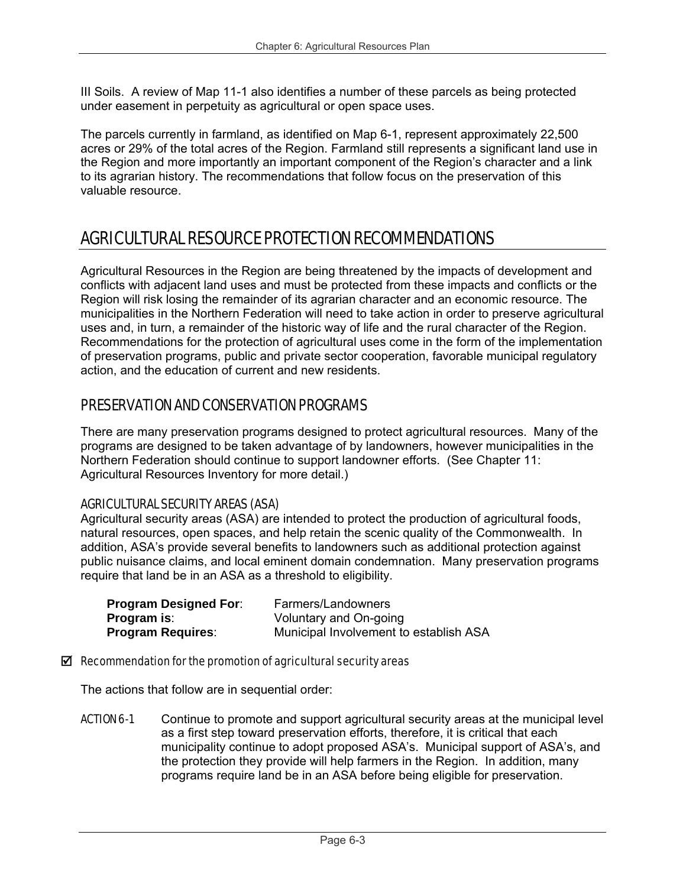III Soils. A review of Map 11-1 also identifies a number of these parcels as being protected under easement in perpetuity as agricultural or open space uses.

The parcels currently in farmland, as identified on Map 6-1, represent approximately 22,500 acres or 29% of the total acres of the Region. Farmland still represents a significant land use in the Region and more importantly an important component of the Region's character and a link to its agrarian history. The recommendations that follow focus on the preservation of this valuable resource.

## AGRICULTURAL RESOURCE PROTECTION RECOMMENDATIONS

Agricultural Resources in the Region are being threatened by the impacts of development and conflicts with adjacent land uses and must be protected from these impacts and conflicts or the Region will risk losing the remainder of its agrarian character and an economic resource. The municipalities in the Northern Federation will need to take action in order to preserve agricultural uses and, in turn, a remainder of the historic way of life and the rural character of the Region. Recommendations for the protection of agricultural uses come in the form of the implementation of preservation programs, public and private sector cooperation, favorable municipal regulatory action, and the education of current and new residents.

### PRESERVATION AND CONSERVATION PROGRAMS

There are many preservation programs designed to protect agricultural resources. Many of the programs are designed to be taken advantage of by landowners, however municipalities in the Northern Federation should continue to support landowner efforts. (See Chapter 11: Agricultural Resources Inventory for more detail.)

#### AGRICULTURAL SECURITY AREAS (ASA)

Agricultural security areas (ASA) are intended to protect the production of agricultural foods, natural resources, open spaces, and help retain the scenic quality of the Commonwealth. In addition, ASA's provide several benefits to landowners such as additional protection against public nuisance claims, and local eminent domain condemnation. Many preservation programs require that land be in an ASA as a threshold to eligibility.

**Program Designed For**: Farmers/Landowners
**Program is**: Voluntary and On-going
**Program Requires**: Municipal Involvement to establish ASA

☑ *Recommendation for the promotion of agricultural security areas*

The actions that follow are in sequential order:

ACTION 6-1 Continue to promote and support agricultural security areas at the municipal level as a first step toward preservation efforts, therefore, it is critical that each municipality continue to adopt proposed ASA's. Municipal support of ASA's, and the protection they provide will help farmers in the Region. In addition, many programs require land be in an ASA before being eligible for preservation.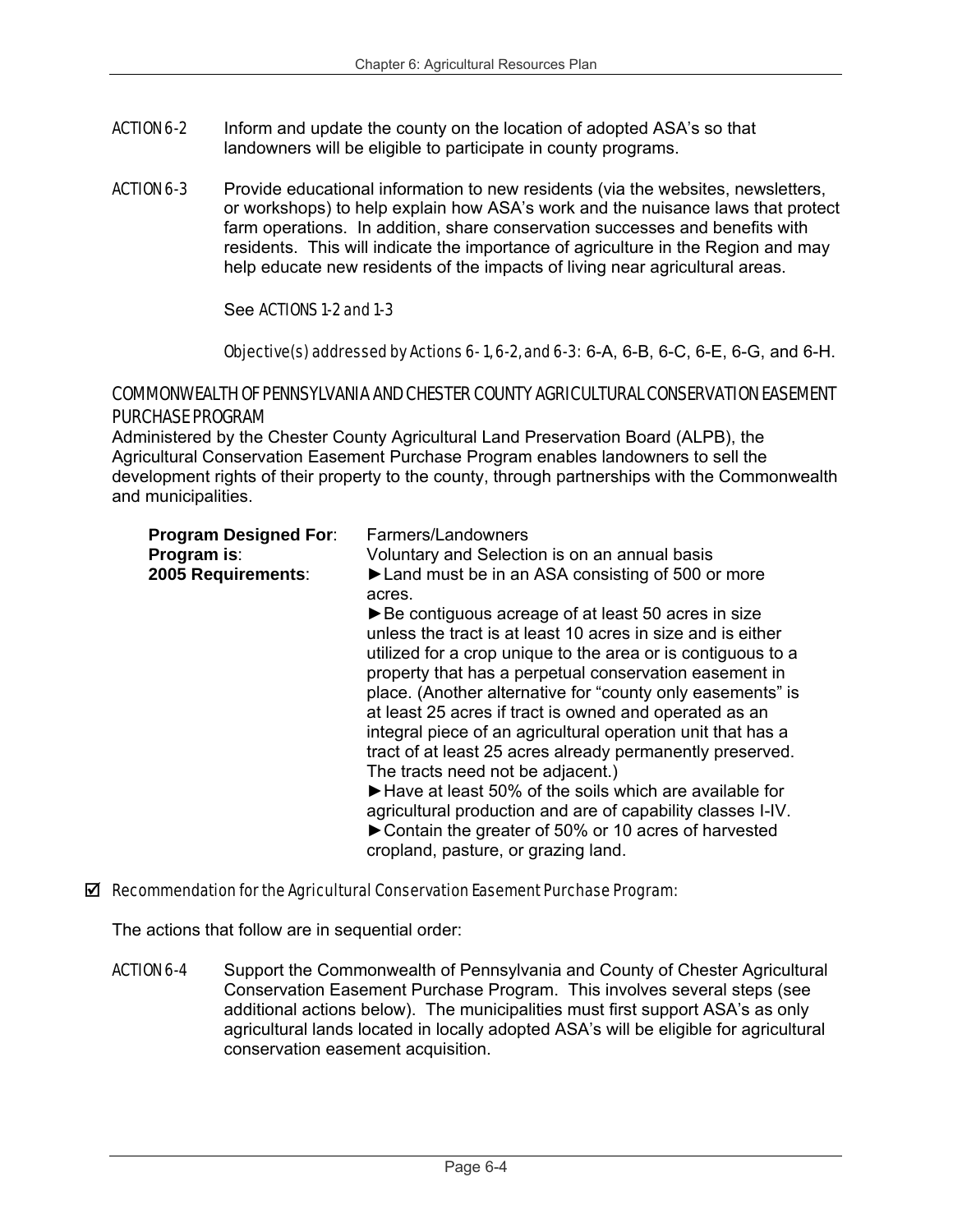ACTION 6-2 Inform and update the county on the location of adopted ASA's so that landowners will be eligible to participate in county programs.

ACTION 6-3 Provide educational information to new residents (via the websites, newsletters, or workshops) to help explain how ASA's work and the nuisance laws that protect farm operations. In addition, share conservation successes and benefits with residents. This will indicate the importance of agriculture in the Region and may help educate new residents of the impacts of living near agricultural areas.

See *ACTIONS 1-2 and 1-3*

*Objective(s) addressed by Actions 6-1, 6-2, and 6-3*: 6-A, 6-B, 6-C, 6-E, 6-G, and 6-H.

### COMMONWEALTH OF PENNSYLVANIA AND CHESTER COUNTY AGRICULTURAL CONSERVATION EASEMENT PURCHASE PROGRAM

Administered by the Chester County Agricultural Land Preservation Board (ALPB), the Agricultural Conservation Easement Purchase Program enables landowners to sell the development rights of their property to the county, through partnerships with the Commonwealth and municipalities.

**Program Designed For**: Farmers/Landowners

**Program is**: Voluntary and Selection is on an annual basis

**2005 Requirements**:

- ►Land must be in an ASA consisting of 500 or more acres.
- ►Be contiguous acreage of at least 50 acres in size unless the tract is at least 10 acres in size and is either utilized for a crop unique to the area or is contiguous to a property that has a perpetual conservation easement in place. (Another alternative for "county only easements" is at least 25 acres if tract is owned and operated as an integral piece of an agricultural operation unit that has a tract of at least 25 acres already permanently preserved. The tracts need not be adjacent.)
- ►Have at least 50% of the soils which are available for agricultural production and are of capability classes I-IV.
- ►Contain the greater of 50% or 10 acres of harvested cropland, pasture, or grazing land.

☑ *Recommendation for the Agricultural Conservation Easement Purchase Program:*

The actions that follow are in sequential order:

ACTION 6-4 Support the Commonwealth of Pennsylvania and County of Chester Agricultural Conservation Easement Purchase Program. This involves several steps (see additional actions below). The municipalities must first support ASA's as only agricultural lands located in locally adopted ASA's will be eligible for agricultural conservation easement acquisition.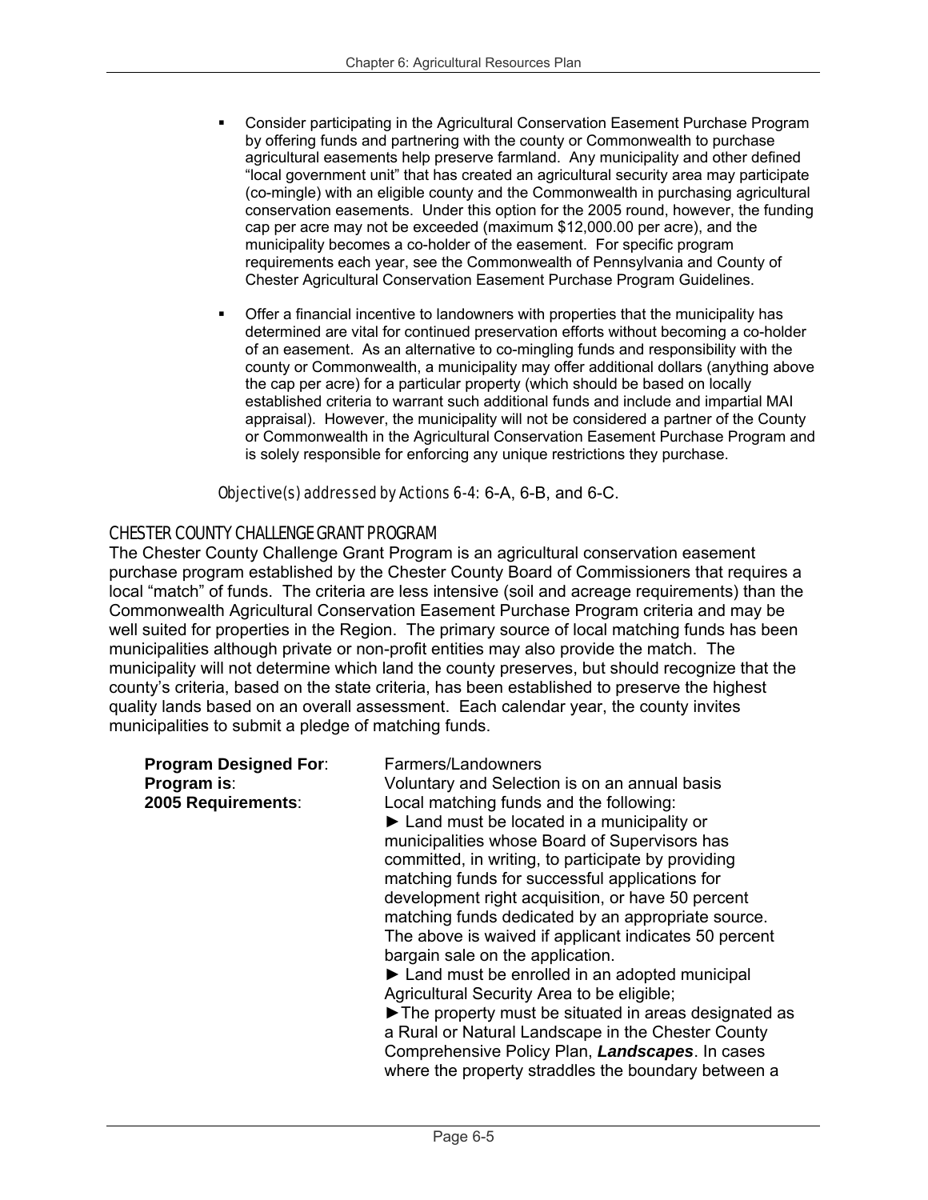- Consider participating in the Agricultural Conservation Easement Purchase Program by offering funds and partnering with the county or Commonwealth to purchase agricultural easements help preserve farmland. Any municipality and other defined "local government unit" that has created an agricultural security area may participate (co-mingle) with an eligible county and the Commonwealth in purchasing agricultural conservation easements. Under this option for the 2005 round, however, the funding cap per acre may not be exceeded (maximum $12,000.00 per acre), and the municipality becomes a co-holder of the easement. For specific program requirements each year, see the Commonwealth of Pennsylvania and County of Chester Agricultural Conservation Easement Purchase Program Guidelines.

- Offer a financial incentive to landowners with properties that the municipality has determined are vital for continued preservation efforts without becoming a co-holder of an easement. As an alternative to co-mingling funds and responsibility with the county or Commonwealth, a municipality may offer additional dollars (anything above the cap per acre) for a particular property (which should be based on locally established criteria to warrant such additional funds and include and impartial MAI appraisal). However, the municipality will not be considered a partner of the County or Commonwealth in the Agricultural Conservation Easement Purchase Program and is solely responsible for enforcing any unique restrictions they purchase.

*Objective(s) addressed by Actions 6-4*: 6-A, 6-B, and 6-C.

## CHESTER COUNTY CHALLENGE GRANT PROGRAM

The Chester County Challenge Grant Program is an agricultural conservation easement purchase program established by the Chester County Board of Commissioners that requires a local "match" of funds. The criteria are less intensive (soil and acreage requirements) than the Commonwealth Agricultural Conservation Easement Purchase Program criteria and may be well suited for properties in the Region. The primary source of local matching funds has been municipalities although private or non-profit entities may also provide the match. The municipality will not determine which land the county preserves, but should recognize that the county's criteria, based on the state criteria, has been established to preserve the highest quality lands based on an overall assessment. Each calendar year, the county invites municipalities to submit a pledge of matching funds.

**Program Designed For**: Farmers/Landowners

**Program is**: Voluntary and Selection is on an annual basis

**2005 Requirements**: Local matching funds and the following:

► Land must be located in a municipality or municipalities whose Board of Supervisors has committed, in writing, to participate by providing matching funds for successful applications for development right acquisition, or have 50 percent matching funds dedicated by an appropriate source. The above is waived if applicant indicates 50 percent bargain sale on the application.

► Land must be enrolled in an adopted municipal Agricultural Security Area to be eligible;

►The property must be situated in areas designated as a Rural or Natural Landscape in the Chester County Comprehensive Policy Plan, ***Landscapes***. In cases where the property straddles the boundary between a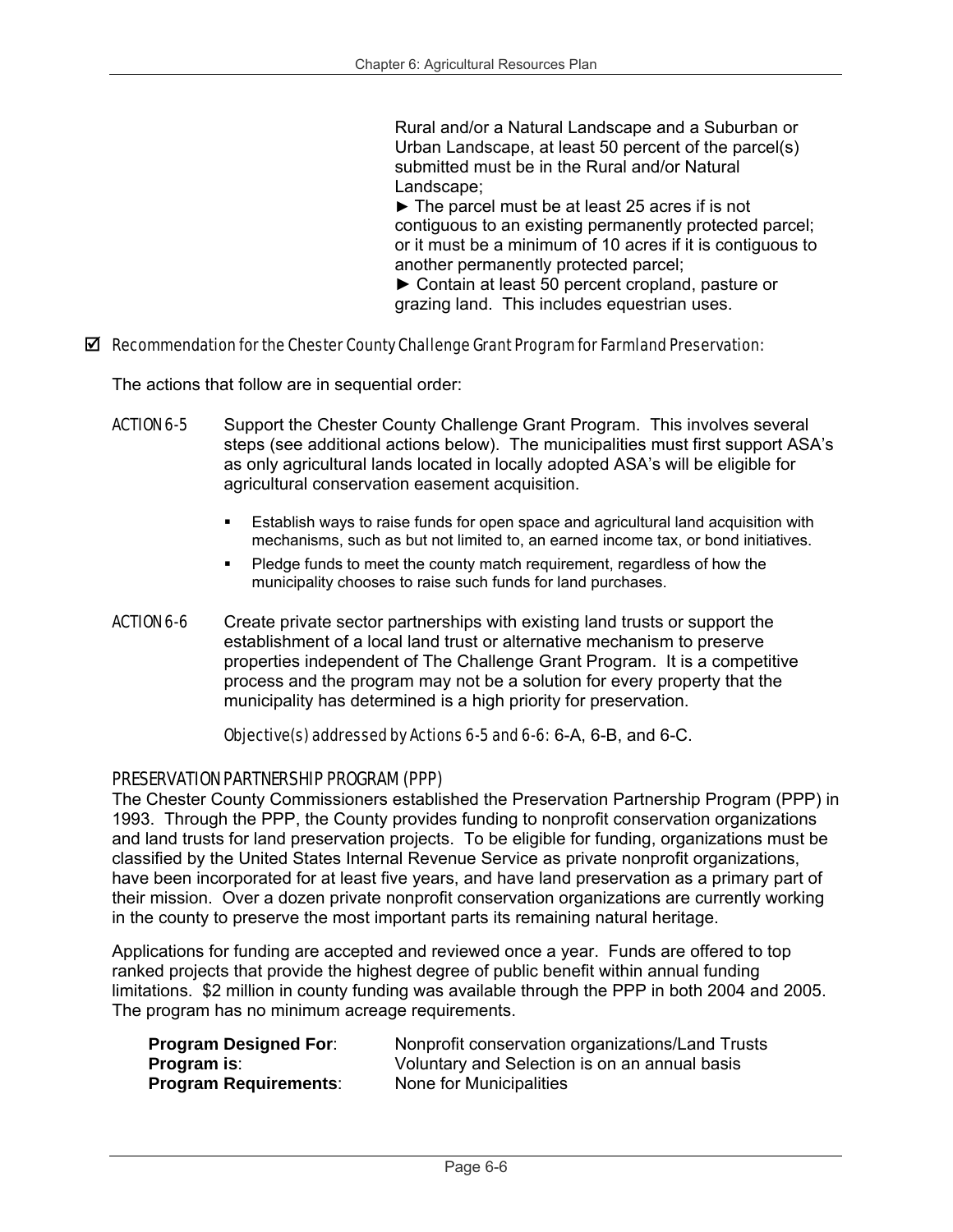Rural and/or a Natural Landscape and a Suburban or Urban Landscape, at least 50 percent of the parcel(s) submitted must be in the Rural and/or Natural Landscape;

► The parcel must be at least 25 acres if is not contiguous to an existing permanently protected parcel; or it must be a minimum of 10 acres if it is contiguous to another permanently protected parcel;

► Contain at least 50 percent cropland, pasture or grazing land. This includes equestrian uses.

☑ *Recommendation for the Chester County Challenge Grant Program for Farmland Preservation:*

The actions that follow are in sequential order:

ACTION 6-5 Support the Chester County Challenge Grant Program. This involves several steps (see additional actions below). The municipalities must first support ASA's as only agricultural lands located in locally adopted ASA's will be eligible for agricultural conservation easement acquisition.

- Establish ways to raise funds for open space and agricultural land acquisition with mechanisms, such as but not limited to, an earned income tax, or bond initiatives.
- Pledge funds to meet the county match requirement, regardless of how the municipality chooses to raise such funds for land purchases.

ACTION 6-6 Create private sector partnerships with existing land trusts or support the establishment of a local land trust or alternative mechanism to preserve properties independent of The Challenge Grant Program. It is a competitive process and the program may not be a solution for every property that the municipality has determined is a high priority for preservation.

*Objective(s) addressed by Actions 6-5 and 6-6:* 6-A, 6-B, and 6-C.

## PRESERVATION PARTNERSHIP PROGRAM (PPP)

The Chester County Commissioners established the Preservation Partnership Program (PPP) in 1993. Through the PPP, the County provides funding to nonprofit conservation organizations and land trusts for land preservation projects. To be eligible for funding, organizations must be classified by the United States Internal Revenue Service as private nonprofit organizations, have been incorporated for at least five years, and have land preservation as a primary part of their mission. Over a dozen private nonprofit conservation organizations are currently working in the county to preserve the most important parts its remaining natural heritage.

Applications for funding are accepted and reviewed once a year. Funds are offered to top ranked projects that provide the highest degree of public benefit within annual funding limitations. $2 million in county funding was available through the PPP in both 2004 and 2005. The program has no minimum acreage requirements.

**Program Designed For**: Nonprofit conservation organizations/Land Trusts
**Program is**: Voluntary and Selection is on an annual basis
**Program Requirements**: None for Municipalities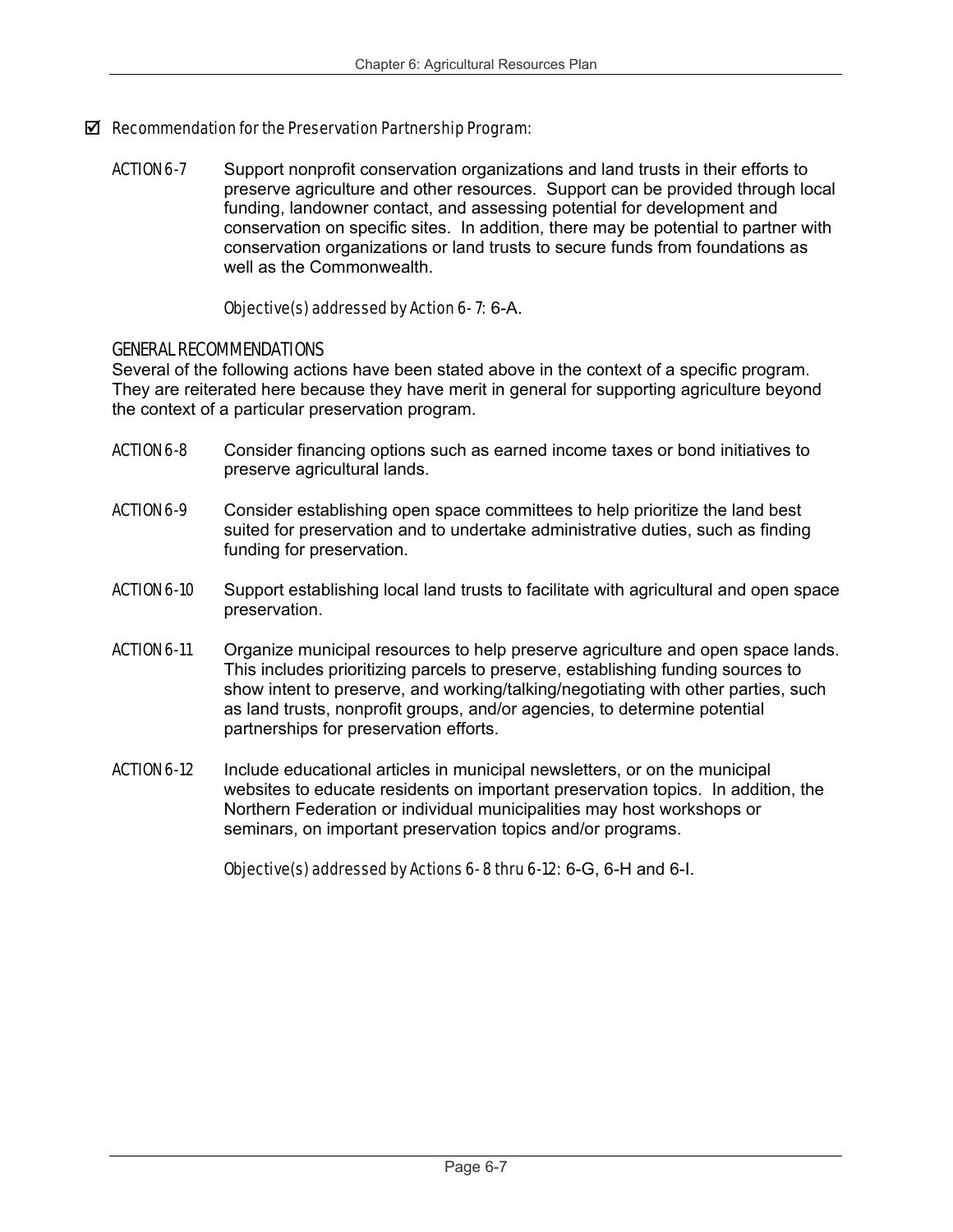☑ *Recommendation for the Preservation Partnership Program:*

ACTION 6-7 Support nonprofit conservation organizations and land trusts in their efforts to preserve agriculture and other resources. Support can be provided through local funding, landowner contact, and assessing potential for development and conservation on specific sites. In addition, there may be potential to partner with conservation organizations or land trusts to secure funds from foundations as well as the Commonwealth.

*Objective(s) addressed by Action 6- 7:* 6-A.

### GENERAL RECOMMENDATIONS

Several of the following actions have been stated above in the context of a specific program. They are reiterated here because they have merit in general for supporting agriculture beyond the context of a particular preservation program.

ACTION 6-8 Consider financing options such as earned income taxes or bond initiatives to preserve agricultural lands.

ACTION 6-9 Consider establishing open space committees to help prioritize the land best suited for preservation and to undertake administrative duties, such as finding funding for preservation.

ACTION 6-10 Support establishing local land trusts to facilitate with agricultural and open space preservation.

ACTION 6-11 Organize municipal resources to help preserve agriculture and open space lands. This includes prioritizing parcels to preserve, establishing funding sources to show intent to preserve, and working/talking/negotiating with other parties, such as land trusts, nonprofit groups, and/or agencies, to determine potential partnerships for preservation efforts.

ACTION 6-12 Include educational articles in municipal newsletters, or on the municipal websites to educate residents on important preservation topics. In addition, the Northern Federation or individual municipalities may host workshops or seminars, on important preservation topics and/or programs.

*Objective(s) addressed by Actions 6- 8 thru 6-12:* 6-G, 6-H and 6-I.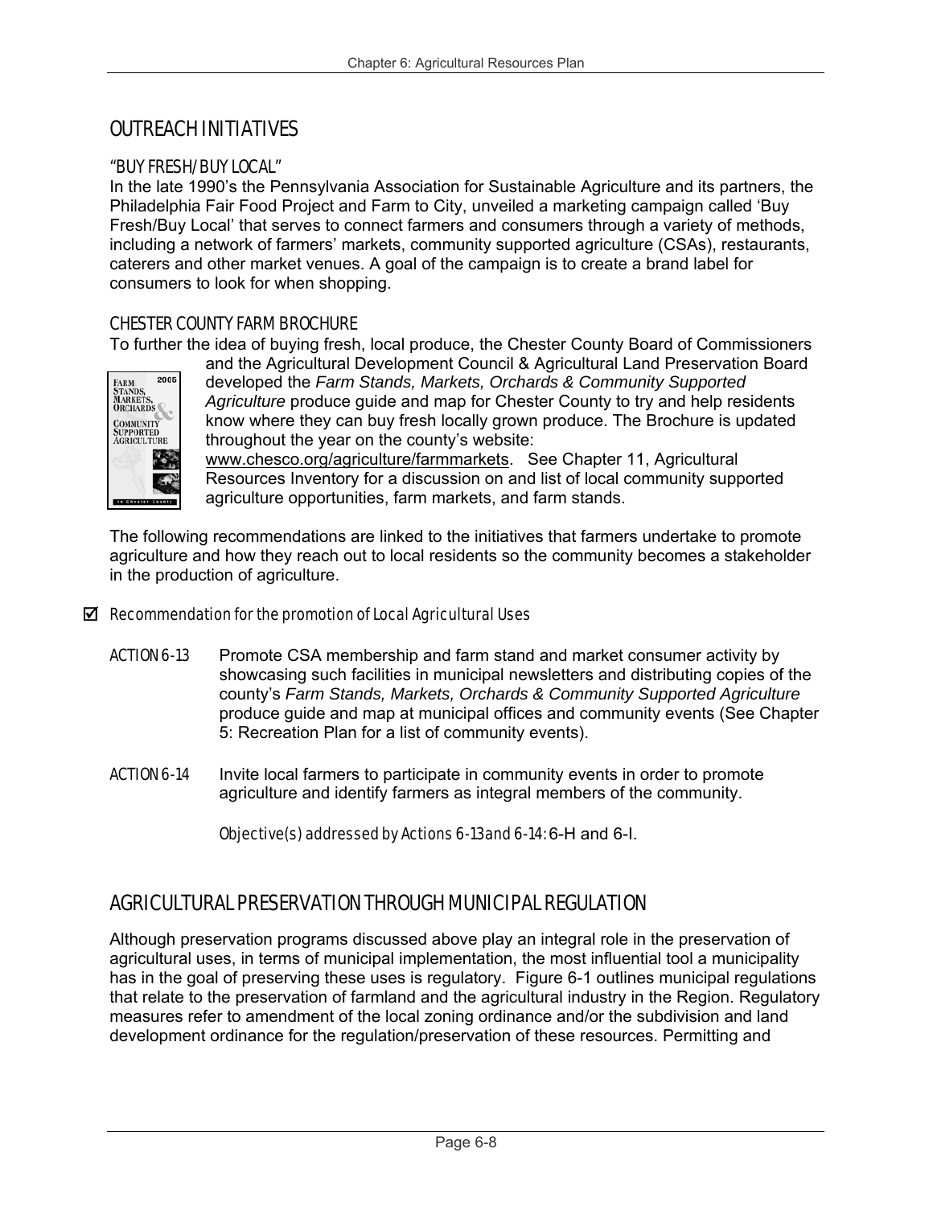## OUTREACH INITIATIVES

### "BUY FRESH/BUY LOCAL"

In the late 1990's the Pennsylvania Association for Sustainable Agriculture and its partners, the Philadelphia Fair Food Project and Farm to City, unveiled a marketing campaign called 'Buy Fresh/Buy Local' that serves to connect farmers and consumers through a variety of methods, including a network of farmers' markets, community supported agriculture (CSAs), restaurants, caterers and other market venues. A goal of the campaign is to create a brand label for consumers to look for when shopping.

### CHESTER COUNTY FARM BROCHURE

To further the idea of buying fresh, local produce, the Chester County Board of Commissioners and the Agricultural Development Council & Agricultural Land Preservation Board developed the *Farm Stands, Markets, Orchards & Community Supported Agriculture* produce guide and map for Chester County to try and help residents know where they can buy fresh locally grown produce. The Brochure is updated throughout the year on the county's website: www.chesco.org/agriculture/farmmarkets. See Chapter 11, Agricultural Resources Inventory for a discussion on and list of local community supported agriculture opportunities, farm markets, and farm stands.

The following recommendations are linked to the initiatives that farmers undertake to promote agriculture and how they reach out to local residents so the community becomes a stakeholder in the production of agriculture.

☑ *Recommendation for the promotion of Local Agricultural Uses*

ACTION 6-13 Promote CSA membership and farm stand and market consumer activity by showcasing such facilities in municipal newsletters and distributing copies of the county's *Farm Stands, Markets, Orchards & Community Supported Agriculture* produce guide and map at municipal offices and community events (See Chapter 5: Recreation Plan for a list of community events).

ACTION 6-14 Invite local farmers to participate in community events in order to promote agriculture and identify farmers as integral members of the community.

*Objective(s) addressed by Actions 6-13 and 6-14:* 6-H and 6-I.

## AGRICULTURAL PRESERVATION THROUGH MUNICIPAL REGULATION

Although preservation programs discussed above play an integral role in the preservation of agricultural uses, in terms of municipal implementation, the most influential tool a municipality has in the goal of preserving these uses is regulatory. Figure 6-1 outlines municipal regulations that relate to the preservation of farmland and the agricultural industry in the Region. Regulatory measures refer to amendment of the local zoning ordinance and/or the subdivision and land development ordinance for the regulation/preservation of these resources. Permitting and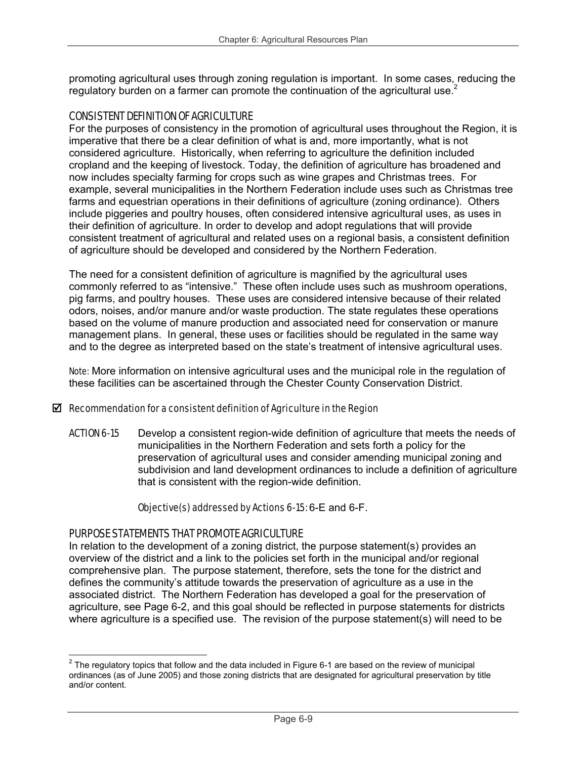promoting agricultural uses through zoning regulation is important. In some cases, reducing the regulatory burden on a farmer can promote the continuation of the agricultural use.[2]

### CONSISTENT DEFINITION OF AGRICULTURE

For the purposes of consistency in the promotion of agricultural uses throughout the Region, it is imperative that there be a clear definition of what is and, more importantly, what is not considered agriculture. Historically, when referring to agriculture the definition included cropland and the keeping of livestock. Today, the definition of agriculture has broadened and now includes specialty farming for crops such as wine grapes and Christmas trees. For example, several municipalities in the Northern Federation include uses such as Christmas tree farms and equestrian operations in their definitions of agriculture (zoning ordinance). Others include piggeries and poultry houses, often considered intensive agricultural uses, as uses in their definition of agriculture. In order to develop and adopt regulations that will provide consistent treatment of agricultural and related uses on a regional basis, a consistent definition of agriculture should be developed and considered by the Northern Federation.

The need for a consistent definition of agriculture is magnified by the agricultural uses commonly referred to as "intensive." These often include uses such as mushroom operations, pig farms, and poultry houses. These uses are considered intensive because of their related odors, noises, and/or manure and/or waste production. The state regulates these operations based on the volume of manure production and associated need for conservation or manure management plans. In general, these uses or facilities should be regulated in the same way and to the degree as interpreted based on the state's treatment of intensive agricultural uses.

Note: More information on intensive agricultural uses and the municipal role in the regulation of these facilities can be ascertained through the Chester County Conservation District.

☑ *Recommendation for a consistent definition of Agriculture in the Region*

ACTION 6-15 Develop a consistent region-wide definition of agriculture that meets the needs of municipalities in the Northern Federation and sets forth a policy for the preservation of agricultural uses and consider amending municipal zoning and subdivision and land development ordinances to include a definition of agriculture that is consistent with the region-wide definition.

*Objective(s) addressed by Actions 6-15:* 6-E and 6-F.

### PURPOSE STATEMENTS THAT PROMOTE AGRICULTURE

In relation to the development of a zoning district, the purpose statement(s) provides an overview of the district and a link to the policies set forth in the municipal and/or regional comprehensive plan. The purpose statement, therefore, sets the tone for the district and defines the community's attitude towards the preservation of agriculture as a use in the associated district. The Northern Federation has developed a goal for the preservation of agriculture, see Page 6-2, and this goal should be reflected in purpose statements for districts where agriculture is a specified use. The revision of the purpose statement(s) will need to be

[2] The regulatory topics that follow and the data included in Figure 6-1 are based on the review of municipal ordinances (as of June 2005) and those zoning districts that are designated for agricultural preservation by title and/or content.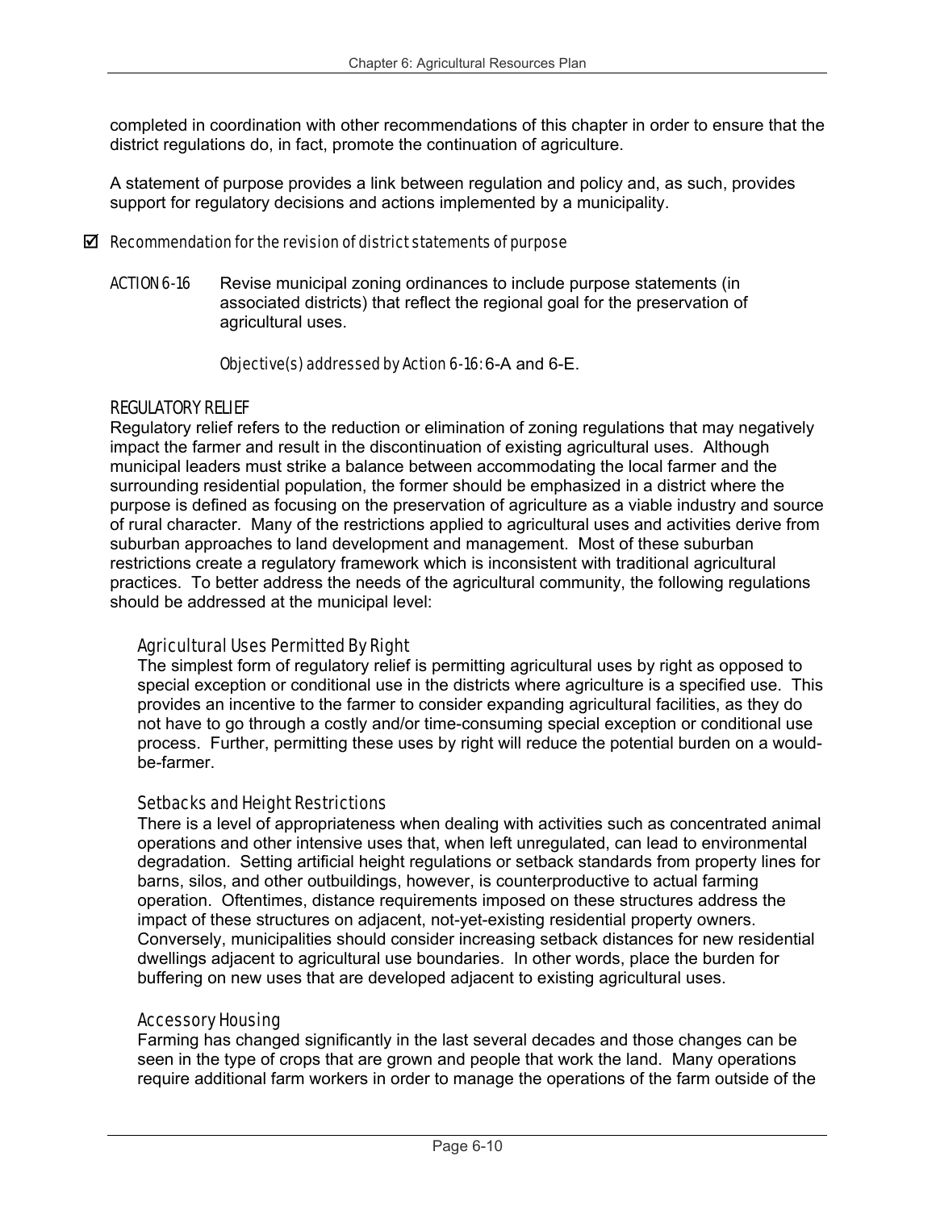completed in coordination with other recommendations of this chapter in order to ensure that the district regulations do, in fact, promote the continuation of agriculture.

A statement of purpose provides a link between regulation and policy and, as such, provides support for regulatory decisions and actions implemented by a municipality.

☑ *Recommendation for the revision of district statements of purpose*

ACTION 6-16 Revise municipal zoning ordinances to include purpose statements (in associated districts) that reflect the regional goal for the preservation of agricultural uses.

*Objective(s) addressed by Action 6-16:* 6-A and 6-E.

### REGULATORY RELIEF

Regulatory relief refers to the reduction or elimination of zoning regulations that may negatively impact the farmer and result in the discontinuation of existing agricultural uses. Although municipal leaders must strike a balance between accommodating the local farmer and the surrounding residential population, the former should be emphasized in a district where the purpose is defined as focusing on the preservation of agriculture as a viable industry and source of rural character. Many of the restrictions applied to agricultural uses and activities derive from suburban approaches to land development and management. Most of these suburban restrictions create a regulatory framework which is inconsistent with traditional agricultural practices. To better address the needs of the agricultural community, the following regulations should be addressed at the municipal level:

#### Agricultural Uses Permitted By Right

The simplest form of regulatory relief is permitting agricultural uses by right as opposed to special exception or conditional use in the districts where agriculture is a specified use. This provides an incentive to the farmer to consider expanding agricultural facilities, as they do not have to go through a costly and/or time-consuming special exception or conditional use process. Further, permitting these uses by right will reduce the potential burden on a would-be-farmer.

#### Setbacks and Height Restrictions

There is a level of appropriateness when dealing with activities such as concentrated animal operations and other intensive uses that, when left unregulated, can lead to environmental degradation. Setting artificial height regulations or setback standards from property lines for barns, silos, and other outbuildings, however, is counterproductive to actual farming operation. Oftentimes, distance requirements imposed on these structures address the impact of these structures on adjacent, not-yet-existing residential property owners. Conversely, municipalities should consider increasing setback distances for new residential dwellings adjacent to agricultural use boundaries. In other words, place the burden for buffering on new uses that are developed adjacent to existing agricultural uses.

#### Accessory Housing

Farming has changed significantly in the last several decades and those changes can be seen in the type of crops that are grown and people that work the land. Many operations require additional farm workers in order to manage the operations of the farm outside of the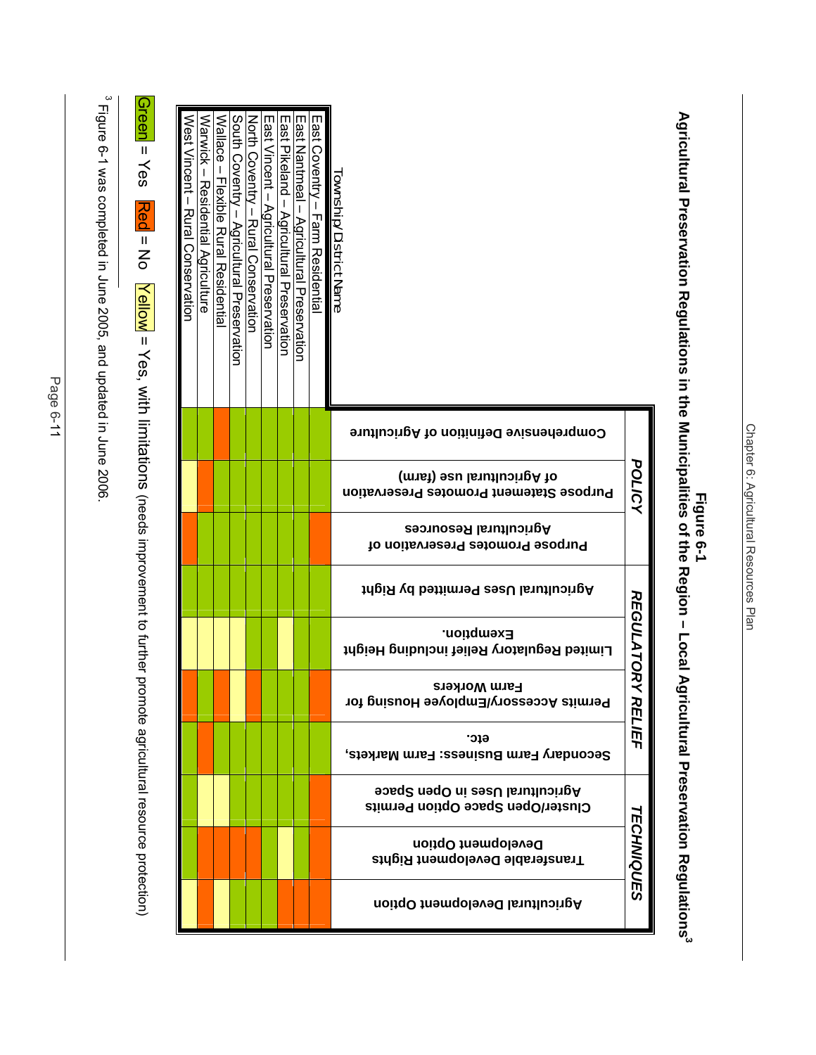# Figure 6-1

## Agricultural Preservation Regulations in the Municipalities of the Region – Local Agricultural Preservation Regulations[3]

| Township/District Name | POLICY: Comprehensive Definition of Agriculture | POLICY: Purpose Statement Promotes Preservation of Agricultural use (farm) | POLICY: Purpose Promotes Preservation of Agricultural Resources | REGULATORY RELIEF: Agricultural Uses Permitted by Right | REGULATORY RELIEF: Limited Regulatory Relief including Height Exemption. | REGULATORY RELIEF: Permits Accessory/Employee Housing for Farm Workers | REGULATORY RELIEF: Secondary Farm Business: Farm Markets, etc. | TECHNIQUES: Cluster/Open Space Option Permits Agricultural Uses in Open Space | TECHNIQUES: Transferable Development Rights Development Option | TECHNIQUES: Agricultural Development Option |
|---|---|---|---|---|---|---|---|---|---|---|
| East Coventry – Farm Residential | Green | Green | Red | Green | Green | Red | Green | Red | Red | Red |
| East Nantmeal – Agricultural Preservation | Green | Green | Green | Green | Green | Green | Green | Green | Green | Red |
| East Pikeland – Agricultural Preservation | Green | Green | Green | Green | Yellow | Green | Green | Green | Yellow | Red |
| East Vincent – Agricultural Preservation | Green | Green | Green | Green | Green | Green | Green | Green | Green | Green |
| North Coventry – Rural Conservation | Green | Green | Green | Green | Green | Red | Green | Green | Red | Green |
| South Coventry – Agricultural Preservation | Green | Green | Green | Green | Yellow | Yellow | Green | Yellow | Red | Green |
| Wallace – Flexible Rural Residential | Red | Green | Green | Green | Yellow | Red | Green | Green | Red | Yellow |
| Warwick – Residential Agriculture | Green | Red | Green | Green | Yellow | Green | Red | Yellow | Red | Red |
| West Vincent – Rural Conservation | Green | Yellow | Red | Green | Yellow | Red | Green | Green | Green | Yellow |

Green = Yes  Red = No  Yellow = Yes, with limitations (needs improvement to further promote agricultural resource protection)

[3] Figure 6-1 was completed in June 2005, and updated in June 2006.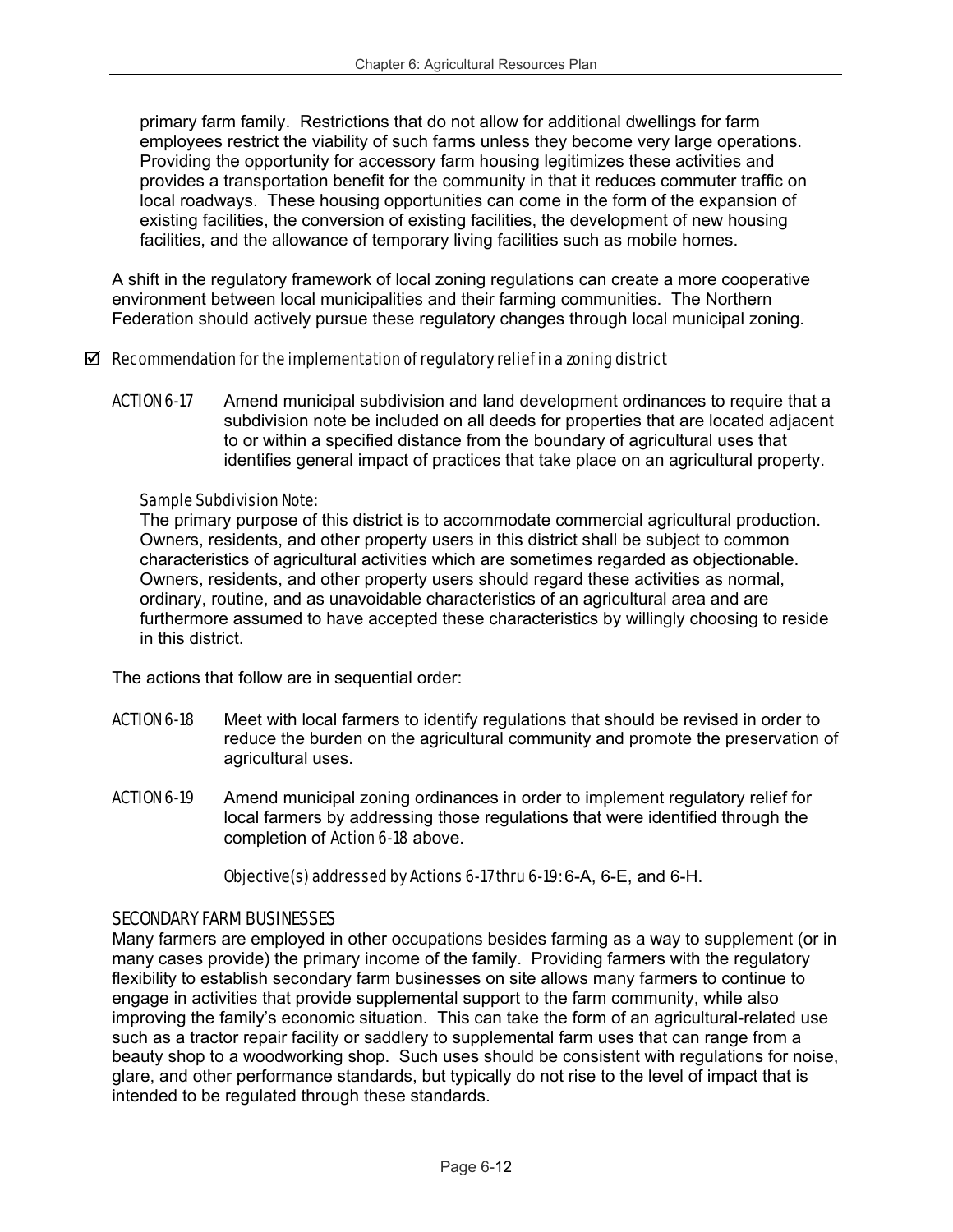primary farm family. Restrictions that do not allow for additional dwellings for farm employees restrict the viability of such farms unless they become very large operations. Providing the opportunity for accessory farm housing legitimizes these activities and provides a transportation benefit for the community in that it reduces commuter traffic on local roadways. These housing opportunities can come in the form of the expansion of existing facilities, the conversion of existing facilities, the development of new housing facilities, and the allowance of temporary living facilities such as mobile homes.

A shift in the regulatory framework of local zoning regulations can create a more cooperative environment between local municipalities and their farming communities. The Northern Federation should actively pursue these regulatory changes through local municipal zoning.

☑ *Recommendation for the implementation of regulatory relief in a zoning district*

ACTION 6-17 Amend municipal subdivision and land development ordinances to require that a subdivision note be included on all deeds for properties that are located adjacent to or within a specified distance from the boundary of agricultural uses that identifies general impact of practices that take place on an agricultural property.

*Sample Subdivision Note:*
The primary purpose of this district is to accommodate commercial agricultural production. Owners, residents, and other property users in this district shall be subject to common characteristics of agricultural activities which are sometimes regarded as objectionable. Owners, residents, and other property users should regard these activities as normal, ordinary, routine, and as unavoidable characteristics of an agricultural area and are furthermore assumed to have accepted these characteristics by willingly choosing to reside in this district.

The actions that follow are in sequential order:

ACTION 6-18 Meet with local farmers to identify regulations that should be revised in order to reduce the burden on the agricultural community and promote the preservation of agricultural uses.

ACTION 6-19 Amend municipal zoning ordinances in order to implement regulatory relief for local farmers by addressing those regulations that were identified through the completion of *Action 6-18* above.

*Objective(s) addressed by Actions 6-17 thru 6-19:* 6-A, 6-E, and 6-H.

### SECONDARY FARM BUSINESSES

Many farmers are employed in other occupations besides farming as a way to supplement (or in many cases provide) the primary income of the family. Providing farmers with the regulatory flexibility to establish secondary farm businesses on site allows many farmers to continue to engage in activities that provide supplemental support to the farm community, while also improving the family's economic situation. This can take the form of an agricultural-related use such as a tractor repair facility or saddlery to supplemental farm uses that can range from a beauty shop to a woodworking shop. Such uses should be consistent with regulations for noise, glare, and other performance standards, but typically do not rise to the level of impact that is intended to be regulated through these standards.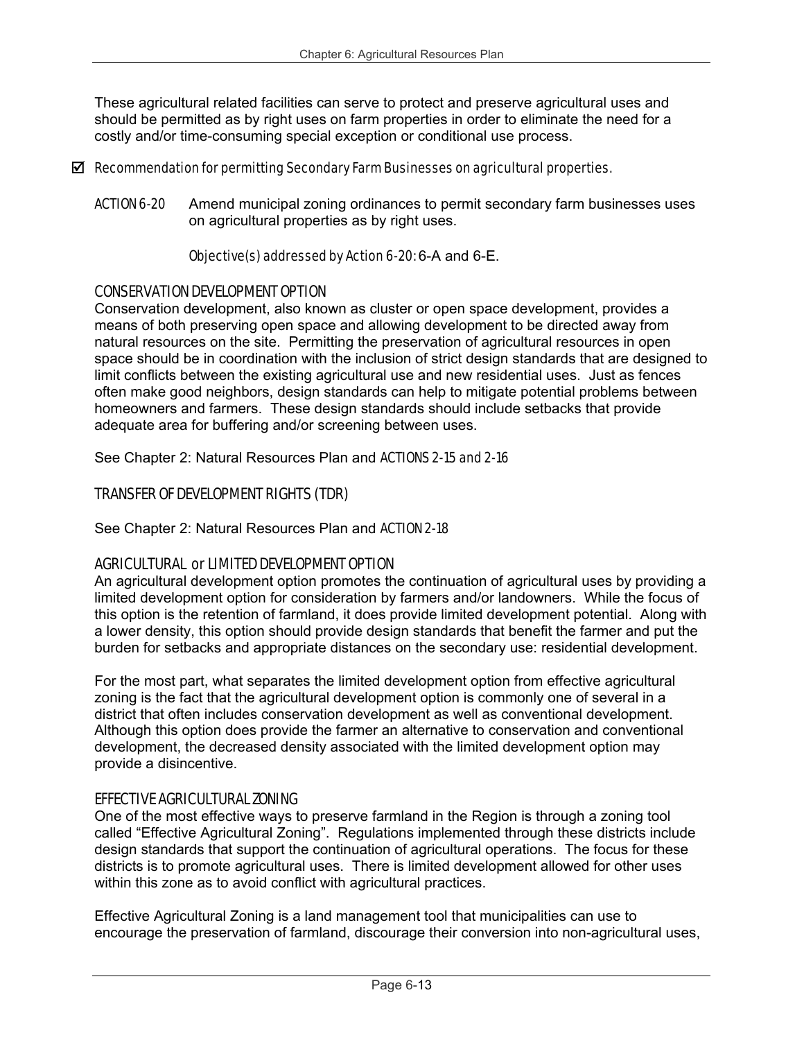These agricultural related facilities can serve to protect and preserve agricultural uses and should be permitted as by right uses on farm properties in order to eliminate the need for a costly and/or time-consuming special exception or conditional use process.

☑ *Recommendation for permitting Secondary Farm Businesses on agricultural properties.*

ACTION 6-20 Amend municipal zoning ordinances to permit secondary farm businesses uses on agricultural properties as by right uses.

*Objective(s) addressed by Action 6-20:* 6-A and 6-E.

### CONSERVATION DEVELOPMENT OPTION

Conservation development, also known as cluster or open space development, provides a means of both preserving open space and allowing development to be directed away from natural resources on the site. Permitting the preservation of agricultural resources in open space should be in coordination with the inclusion of strict design standards that are designed to limit conflicts between the existing agricultural use and new residential uses. Just as fences often make good neighbors, design standards can help to mitigate potential problems between homeowners and farmers. These design standards should include setbacks that provide adequate area for buffering and/or screening between uses.

See Chapter 2: Natural Resources Plan and ACTIONS 2-15 and 2-16

### TRANSFER OF DEVELOPMENT RIGHTS (TDR)

See Chapter 2: Natural Resources Plan and ACTION 2-18

### AGRICULTURAL or LIMITED DEVELOPMENT OPTION

An agricultural development option promotes the continuation of agricultural uses by providing a limited development option for consideration by farmers and/or landowners. While the focus of this option is the retention of farmland, it does provide limited development potential. Along with a lower density, this option should provide design standards that benefit the farmer and put the burden for setbacks and appropriate distances on the secondary use: residential development.

For the most part, what separates the limited development option from effective agricultural zoning is the fact that the agricultural development option is commonly one of several in a district that often includes conservation development as well as conventional development. Although this option does provide the farmer an alternative to conservation and conventional development, the decreased density associated with the limited development option may provide a disincentive.

### EFFECTIVE AGRICULTURAL ZONING

One of the most effective ways to preserve farmland in the Region is through a zoning tool called "Effective Agricultural Zoning". Regulations implemented through these districts include design standards that support the continuation of agricultural operations. The focus for these districts is to promote agricultural uses. There is limited development allowed for other uses within this zone as to avoid conflict with agricultural practices.

Effective Agricultural Zoning is a land management tool that municipalities can use to encourage the preservation of farmland, discourage their conversion into non-agricultural uses,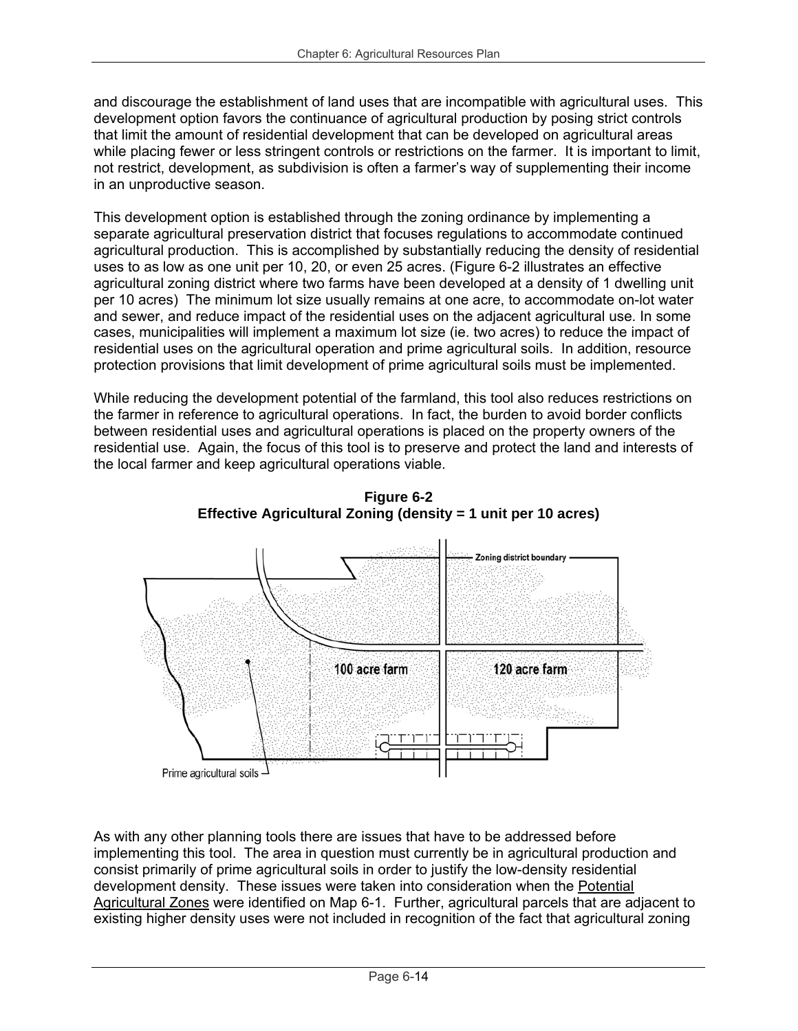and discourage the establishment of land uses that are incompatible with agricultural uses. This development option favors the continuance of agricultural production by posing strict controls that limit the amount of residential development that can be developed on agricultural areas while placing fewer or less stringent controls or restrictions on the farmer. It is important to limit, not restrict, development, as subdivision is often a farmer's way of supplementing their income in an unproductive season.

This development option is established through the zoning ordinance by implementing a separate agricultural preservation district that focuses regulations to accommodate continued agricultural production. This is accomplished by substantially reducing the density of residential uses to as low as one unit per 10, 20, or even 25 acres. (Figure 6-2 illustrates an effective agricultural zoning district where two farms have been developed at a density of 1 dwelling unit per 10 acres) The minimum lot size usually remains at one acre, to accommodate on-lot water and sewer, and reduce impact of the residential uses on the adjacent agricultural use. In some cases, municipalities will implement a maximum lot size (ie. two acres) to reduce the impact of residential uses on the agricultural operation and prime agricultural soils. In addition, resource protection provisions that limit development of prime agricultural soils must be implemented.

While reducing the development potential of the farmland, this tool also reduces restrictions on the farmer in reference to agricultural operations. In fact, the burden to avoid border conflicts between residential uses and agricultural operations is placed on the property owners of the residential use. Again, the focus of this tool is to preserve and protect the land and interests of the local farmer and keep agricultural operations viable.

**Figure 6-2**
**Effective Agricultural Zoning (density = 1 unit per 10 acres)**

As with any other planning tools there are issues that have to be addressed before implementing this tool. The area in question must currently be in agricultural production and consist primarily of prime agricultural soils in order to justify the low-density residential development density. These issues were taken into consideration when the Potential Agricultural Zones were identified on Map 6-1. Further, agricultural parcels that are adjacent to existing higher density uses were not included in recognition of the fact that agricultural zoning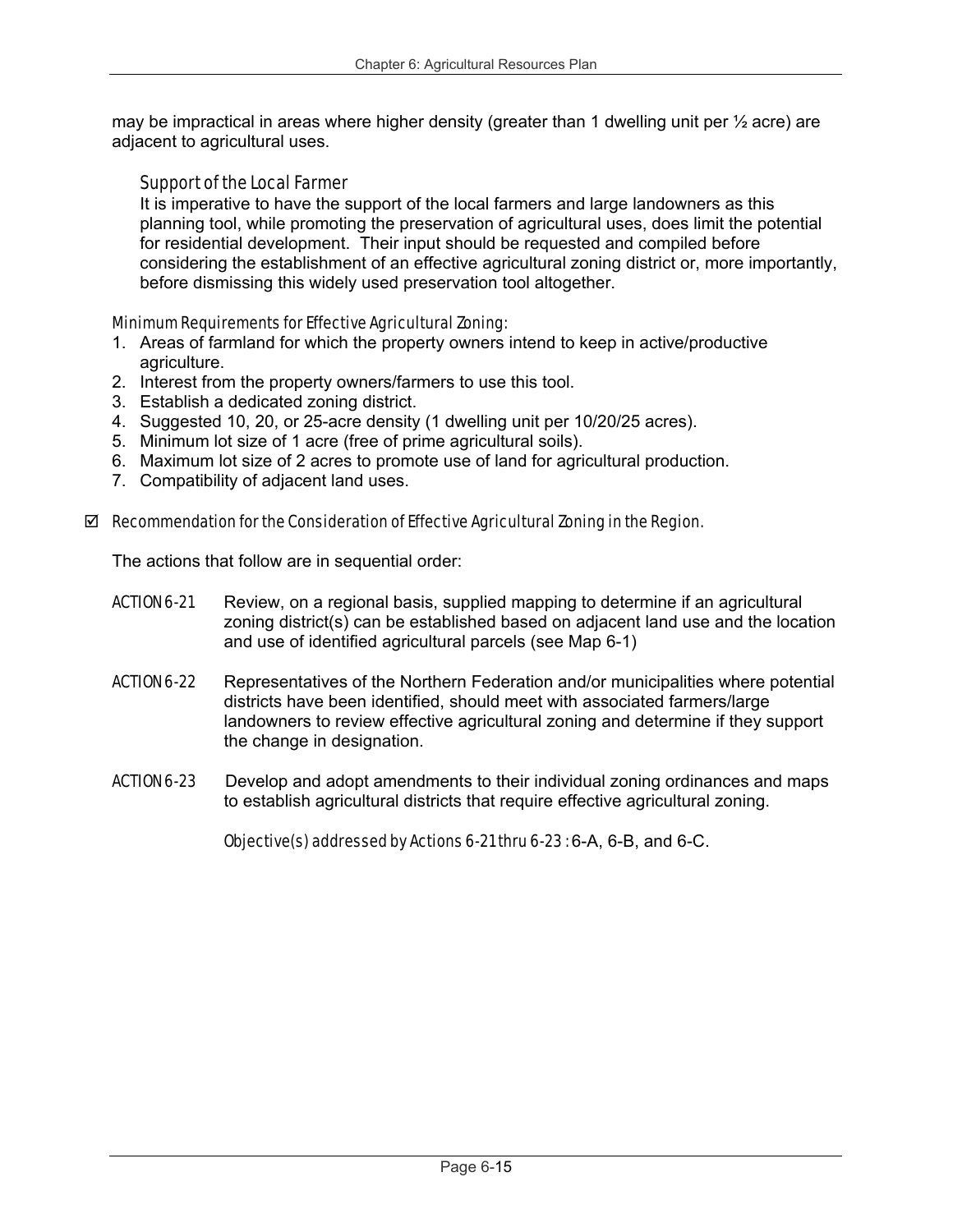may be impractical in areas where higher density (greater than 1 dwelling unit per ½ acre) are adjacent to agricultural uses.

### *Support of the Local Farmer*

It is imperative to have the support of the local farmers and large landowners as this planning tool, while promoting the preservation of agricultural uses, does limit the potential for residential development. Their input should be requested and compiled before considering the establishment of an effective agricultural zoning district or, more importantly, before dismissing this widely used preservation tool altogether.

*Minimum Requirements for Effective Agricultural Zoning:*

1. Areas of farmland for which the property owners intend to keep in active/productive agriculture.
2. Interest from the property owners/farmers to use this tool.
3. Establish a dedicated zoning district.
4. Suggested 10, 20, or 25-acre density (1 dwelling unit per 10/20/25 acres).
5. Minimum lot size of 1 acre (free of prime agricultural soils).
6. Maximum lot size of 2 acres to promote use of land for agricultural production.
7. Compatibility of adjacent land uses.

☑ *Recommendation for the Consideration of Effective Agricultural Zoning in the Region.*

The actions that follow are in sequential order:

ACTION 6-21 Review, on a regional basis, supplied mapping to determine if an agricultural zoning district(s) can be established based on adjacent land use and the location and use of identified agricultural parcels (see Map 6-1)

ACTION 6-22 Representatives of the Northern Federation and/or municipalities where potential districts have been identified, should meet with associated farmers/large landowners to review effective agricultural zoning and determine if they support the change in designation.

ACTION 6-23 Develop and adopt amendments to their individual zoning ordinances and maps to establish agricultural districts that require effective agricultural zoning.

*Objective(s) addressed by Actions 6-21 thru 6-23 :* 6-A, 6-B, and 6-C.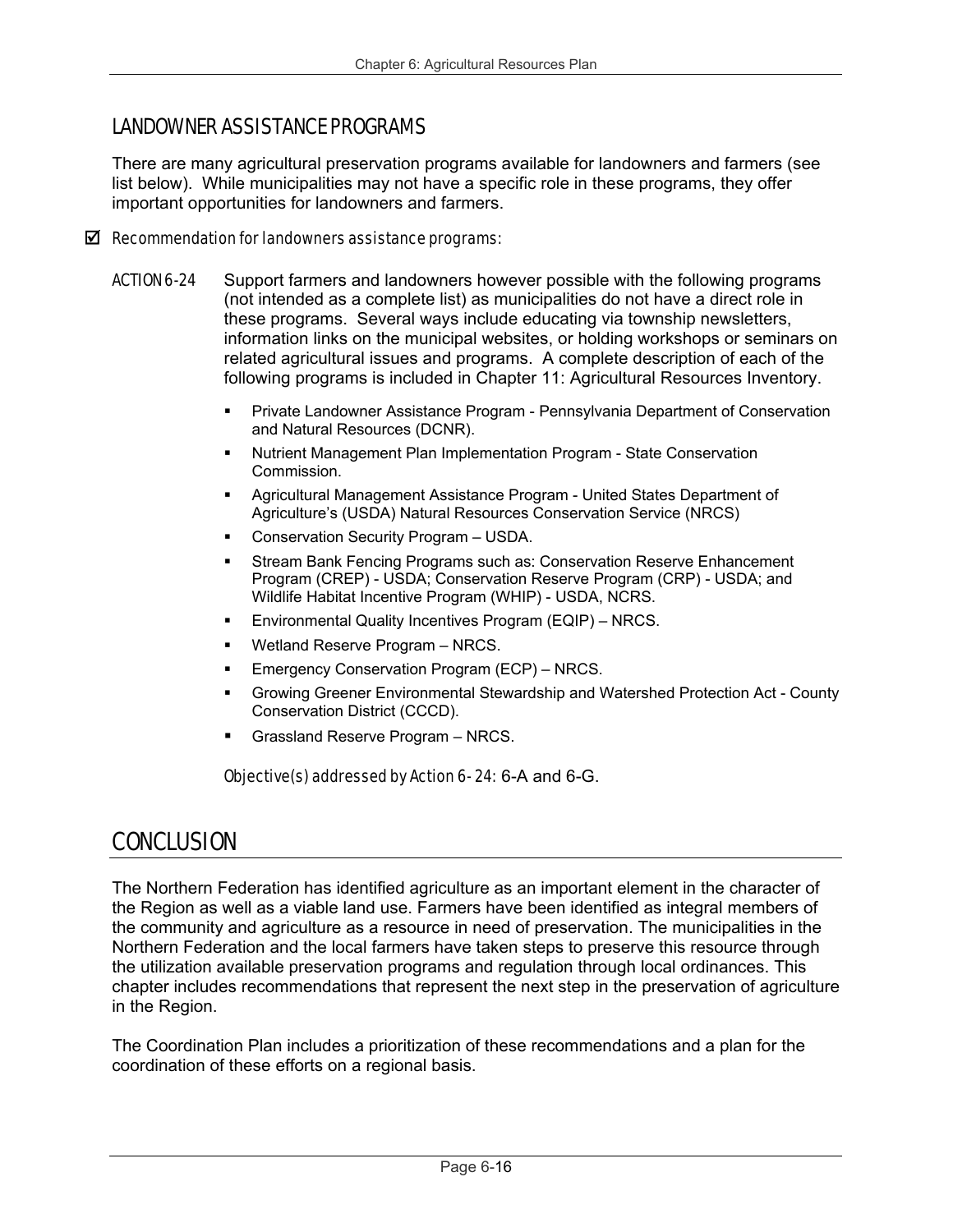## LANDOWNER ASSISTANCE PROGRAMS

There are many agricultural preservation programs available for landowners and farmers (see list below). While municipalities may not have a specific role in these programs, they offer important opportunities for landowners and farmers.

☑ *Recommendation for landowners assistance programs:*

*ACTION 6-24* Support farmers and landowners however possible with the following programs (not intended as a complete list) as municipalities do not have a direct role in these programs. Several ways include educating via township newsletters, information links on the municipal websites, or holding workshops or seminars on related agricultural issues and programs. A complete description of each of the following programs is included in Chapter 11: Agricultural Resources Inventory.

- Private Landowner Assistance Program - Pennsylvania Department of Conservation and Natural Resources (DCNR).
- Nutrient Management Plan Implementation Program - State Conservation Commission.
- Agricultural Management Assistance Program - United States Department of Agriculture's (USDA) Natural Resources Conservation Service (NRCS)
- Conservation Security Program – USDA.
- Stream Bank Fencing Programs such as: Conservation Reserve Enhancement Program (CREP) - USDA; Conservation Reserve Program (CRP) - USDA; and Wildlife Habitat Incentive Program (WHIP) - USDA, NCRS.
- Environmental Quality Incentives Program (EQIP) – NRCS.
- Wetland Reserve Program – NRCS.
- Emergency Conservation Program (ECP) – NRCS.
- Growing Greener Environmental Stewardship and Watershed Protection Act - County Conservation District (CCCD).
- Grassland Reserve Program – NRCS.

*Objective(s) addressed by Action 6-24:* 6-A and 6-G.

# CONCLUSION

The Northern Federation has identified agriculture as an important element in the character of the Region as well as a viable land use. Farmers have been identified as integral members of the community and agriculture as a resource in need of preservation. The municipalities in the Northern Federation and the local farmers have taken steps to preserve this resource through the utilization available preservation programs and regulation through local ordinances. This chapter includes recommendations that represent the next step in the preservation of agriculture in the Region.

The Coordination Plan includes a prioritization of these recommendations and a plan for the coordination of these efforts on a regional basis.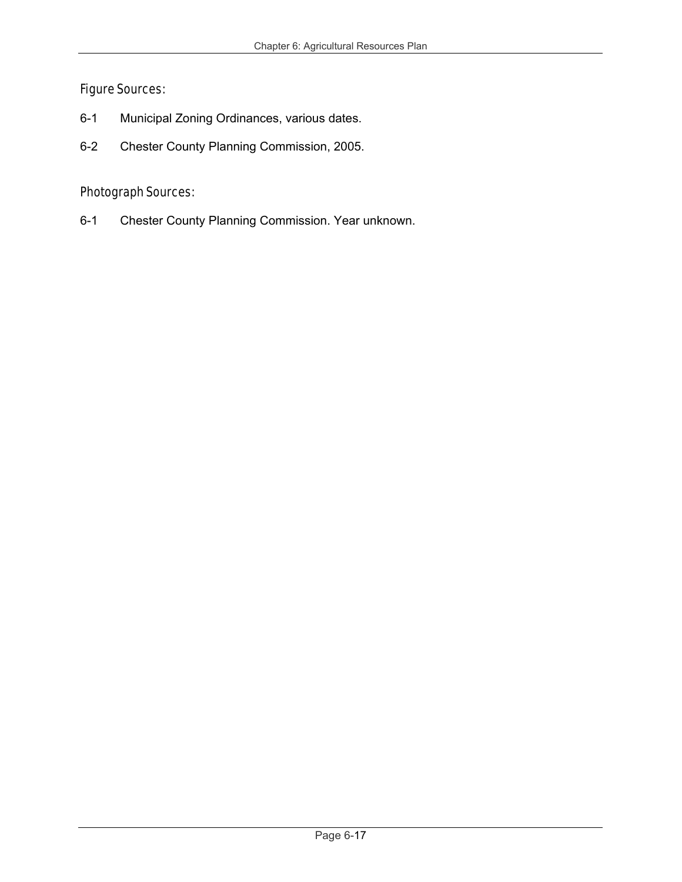## Figure Sources:

6-1 Municipal Zoning Ordinances, various dates.

6-2 Chester County Planning Commission, 2005.

## Photograph Sources:

6-1 Chester County Planning Commission. Year unknown.